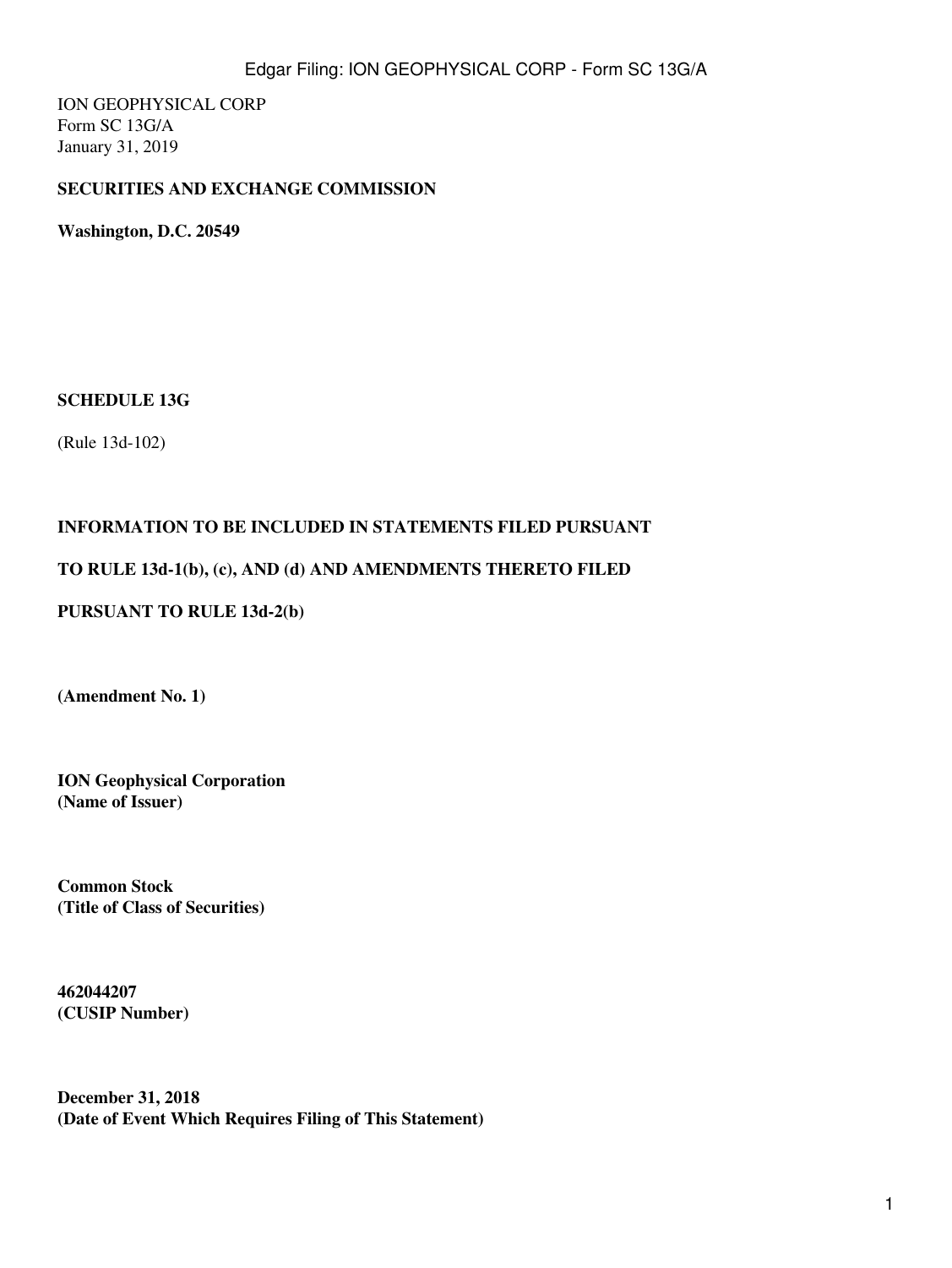ION GEOPHYSICAL CORP
Form SC 13G/A
January 31, 2019

**SECURITIES AND EXCHANGE COMMISSION**

**Washington, D.C. 20549**

**SCHEDULE 13G**

(Rule 13d-102)

**INFORMATION TO BE INCLUDED IN STATEMENTS FILED PURSUANT**

**TO RULE 13d-1(b), (c), AND (d) AND AMENDMENTS THERETO FILED**

**PURSUANT TO RULE 13d-2(b)**

**(Amendment No. 1)**

**ION Geophysical Corporation**
**(Name of Issuer)**

**Common Stock**
**(Title of Class of Securities)**

**462044207**
**(CUSIP Number)**

**December 31, 2018**
**(Date of Event Which Requires Filing of This Statement)**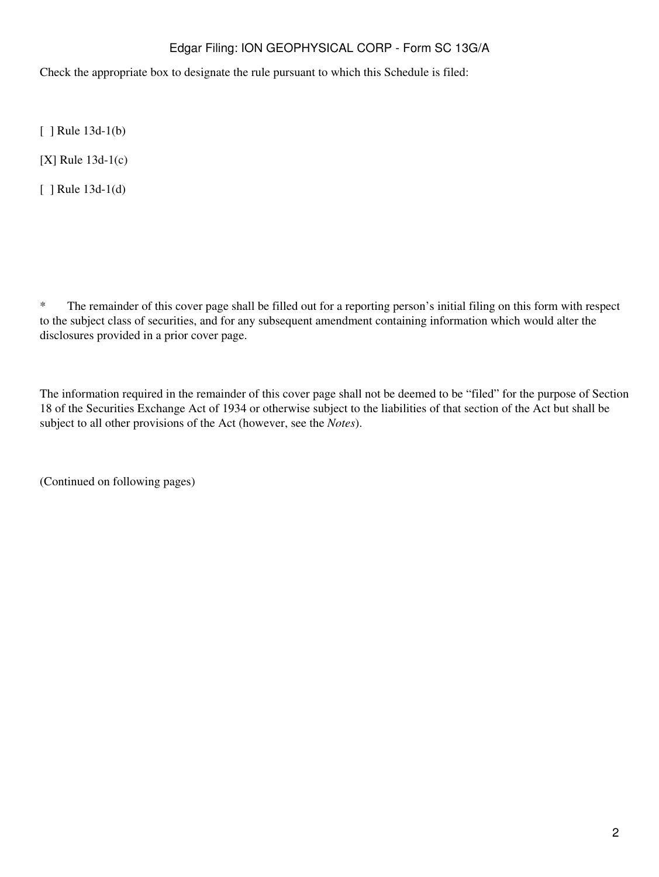Check the appropriate box to designate the rule pursuant to which this Schedule is filed:

[ ] Rule 13d-1(b)

[X] Rule 13d-1(c)

[ ] Rule 13d-1(d)

* The remainder of this cover page shall be filled out for a reporting person's initial filing on this form with respect to the subject class of securities, and for any subsequent amendment containing information which would alter the disclosures provided in a prior cover page.

The information required in the remainder of this cover page shall not be deemed to be "filed" for the purpose of Section 18 of the Securities Exchange Act of 1934 or otherwise subject to the liabilities of that section of the Act but shall be subject to all other provisions of the Act (however, see the *Notes*).

(Continued on following pages)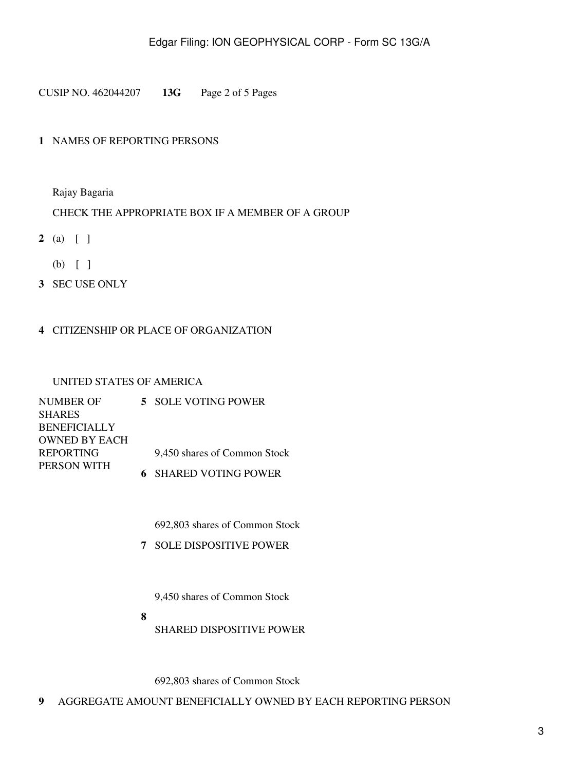CUSIP NO. 462044207 **13G** Page 2 of 5 Pages

**1** NAMES OF REPORTING PERSONS

Rajay Bagaria

**2** CHECK THE APPROPRIATE BOX IF A MEMBER OF A GROUP

(a) [ ]

(b) [ ]

**3** SEC USE ONLY

**4** CITIZENSHIP OR PLACE OF ORGANIZATION

UNITED STATES OF AMERICA

| NUMBER OF SHARES BENEFICIALLY OWNED BY EACH REPORTING PERSON WITH | | |
|---|---|---|
| | **5** | SOLE VOTING POWER<br><br>9,450 shares of Common Stock |
| | **6** | SHARED VOTING POWER<br><br>692,803 shares of Common Stock |
| | **7** | SOLE DISPOSITIVE POWER<br><br>9,450 shares of Common Stock |
| | **8** | SHARED DISPOSITIVE POWER<br><br>692,803 shares of Common Stock |

**9** AGGREGATE AMOUNT BENEFICIALLY OWNED BY EACH REPORTING PERSON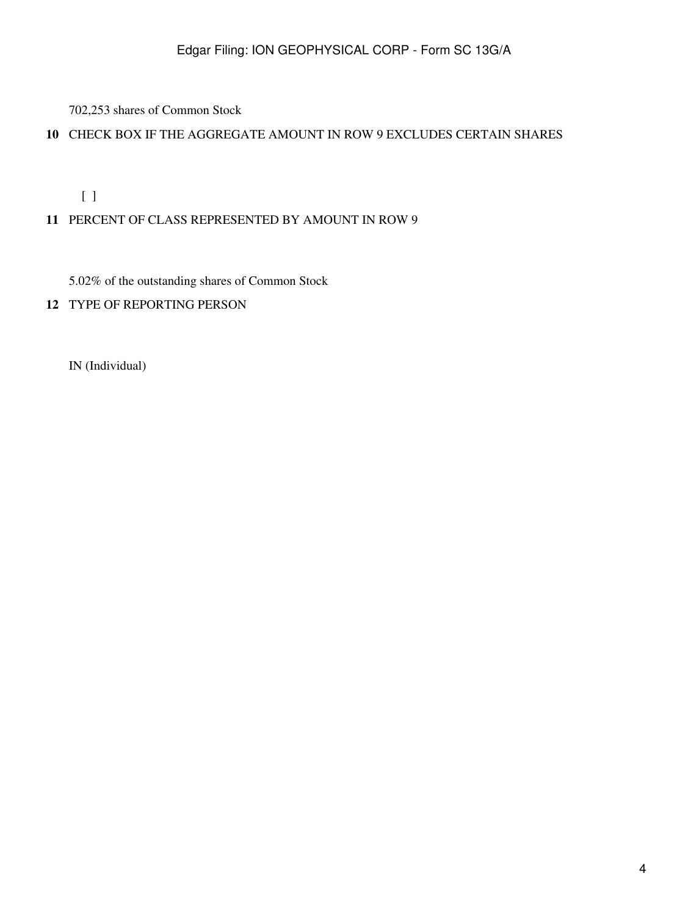702,253 shares of Common Stock

**10** CHECK BOX IF THE AGGREGATE AMOUNT IN ROW 9 EXCLUDES CERTAIN SHARES

[ ]

**11** PERCENT OF CLASS REPRESENTED BY AMOUNT IN ROW 9

5.02% of the outstanding shares of Common Stock

**12** TYPE OF REPORTING PERSON

IN (Individual)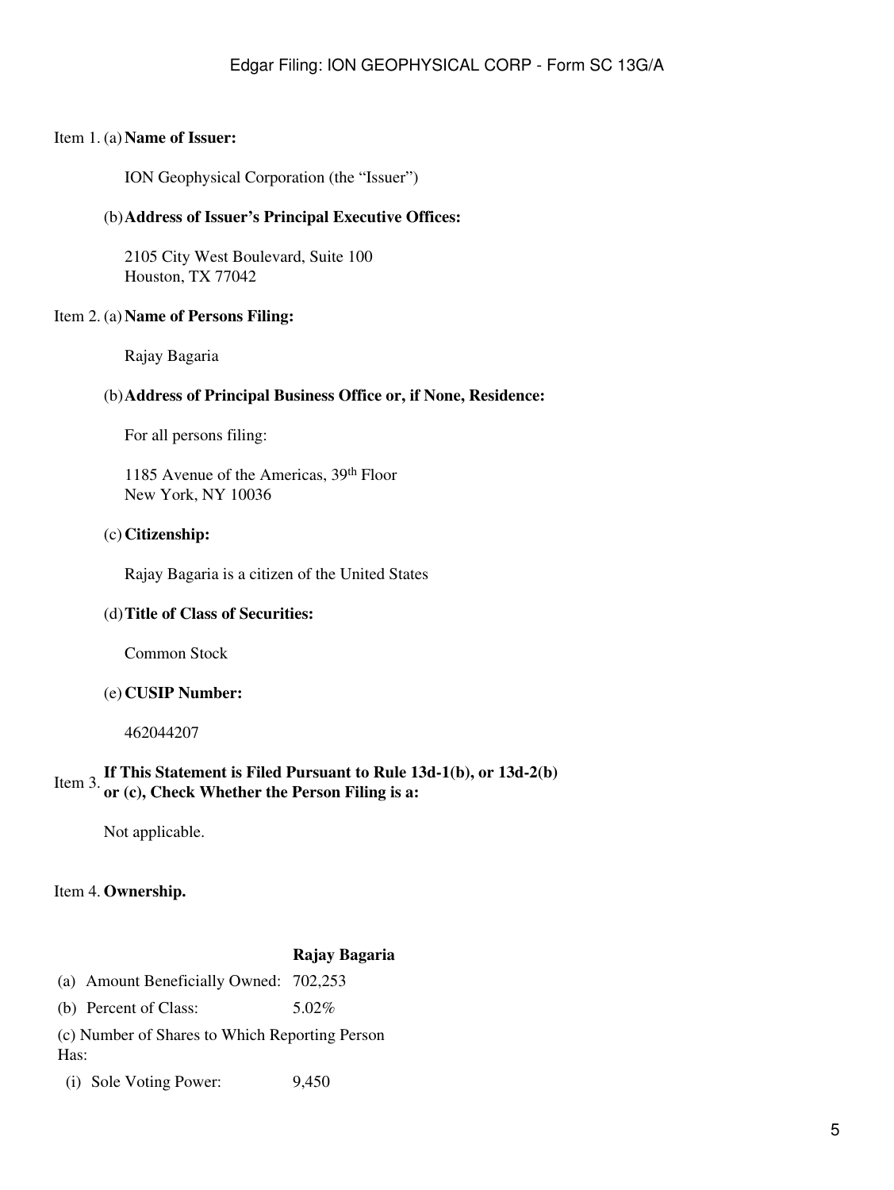Item 1. (a) **Name of Issuer:**

ION Geophysical Corporation (the "Issuer")

(b) **Address of Issuer's Principal Executive Offices:**

2105 City West Boulevard, Suite 100
Houston, TX 77042

Item 2. (a) **Name of Persons Filing:**

Rajay Bagaria

(b) **Address of Principal Business Office or, if None, Residence:**

For all persons filing:

1185 Avenue of the Americas, 39th Floor
New York, NY 10036

(c) **Citizenship:**

Rajay Bagaria is a citizen of the United States

(d) **Title of Class of Securities:**

Common Stock

(e) **CUSIP Number:**

462044207

Item 3. **If This Statement is Filed Pursuant to Rule 13d-1(b), or 13d-2(b) or (c), Check Whether the Person Filing is a:**

Not applicable.

Item 4. **Ownership.**

| | **Rajay Bagaria** |
|---|---|
| (a) Amount Beneficially Owned: | 702,253 |
| (b) Percent of Class: | 5.02% |
| (c) Number of Shares to Which Reporting Person Has: | |
| (i) Sole Voting Power: | 9,450 |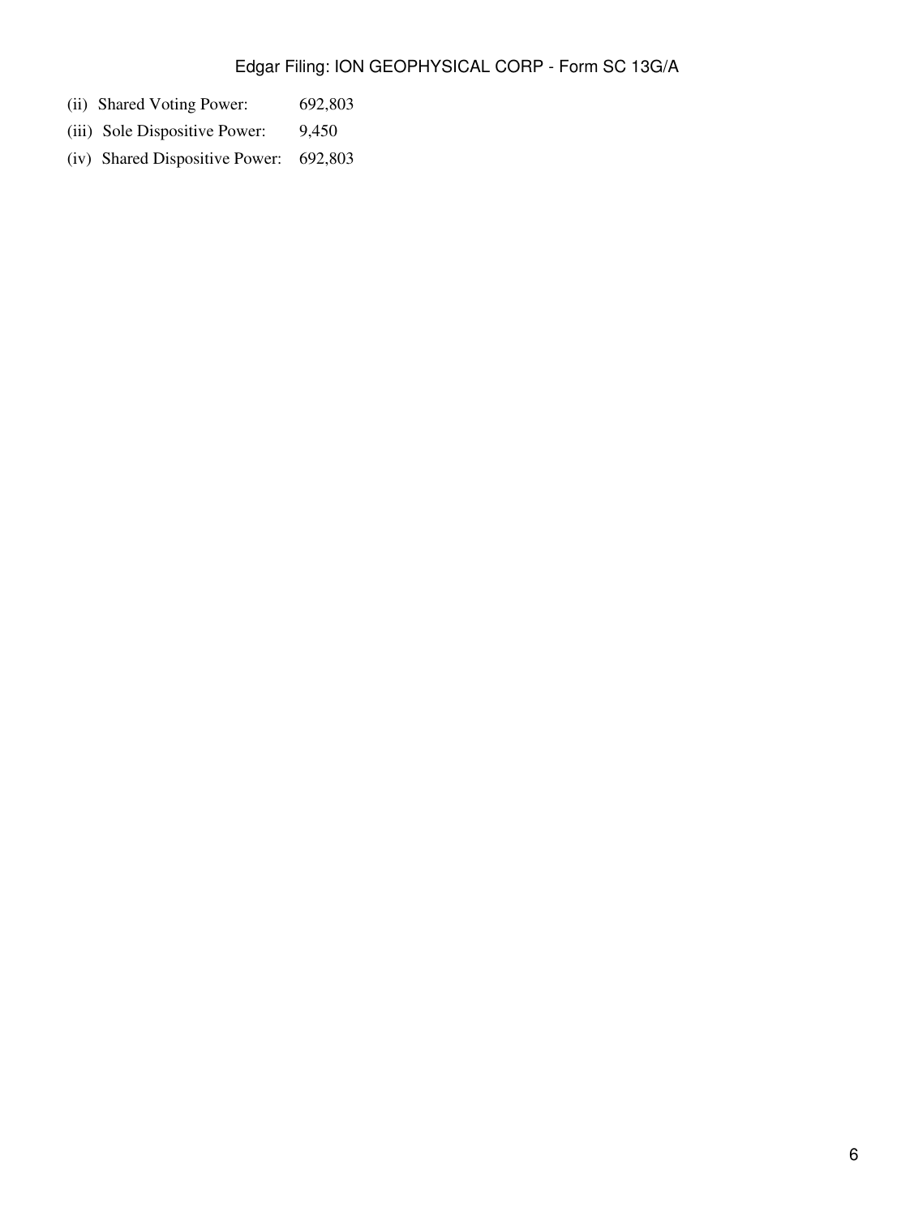(ii) Shared Voting Power: 692,803

(iii) Sole Dispositive Power: 9,450

(iv) Shared Dispositive Power: 692,803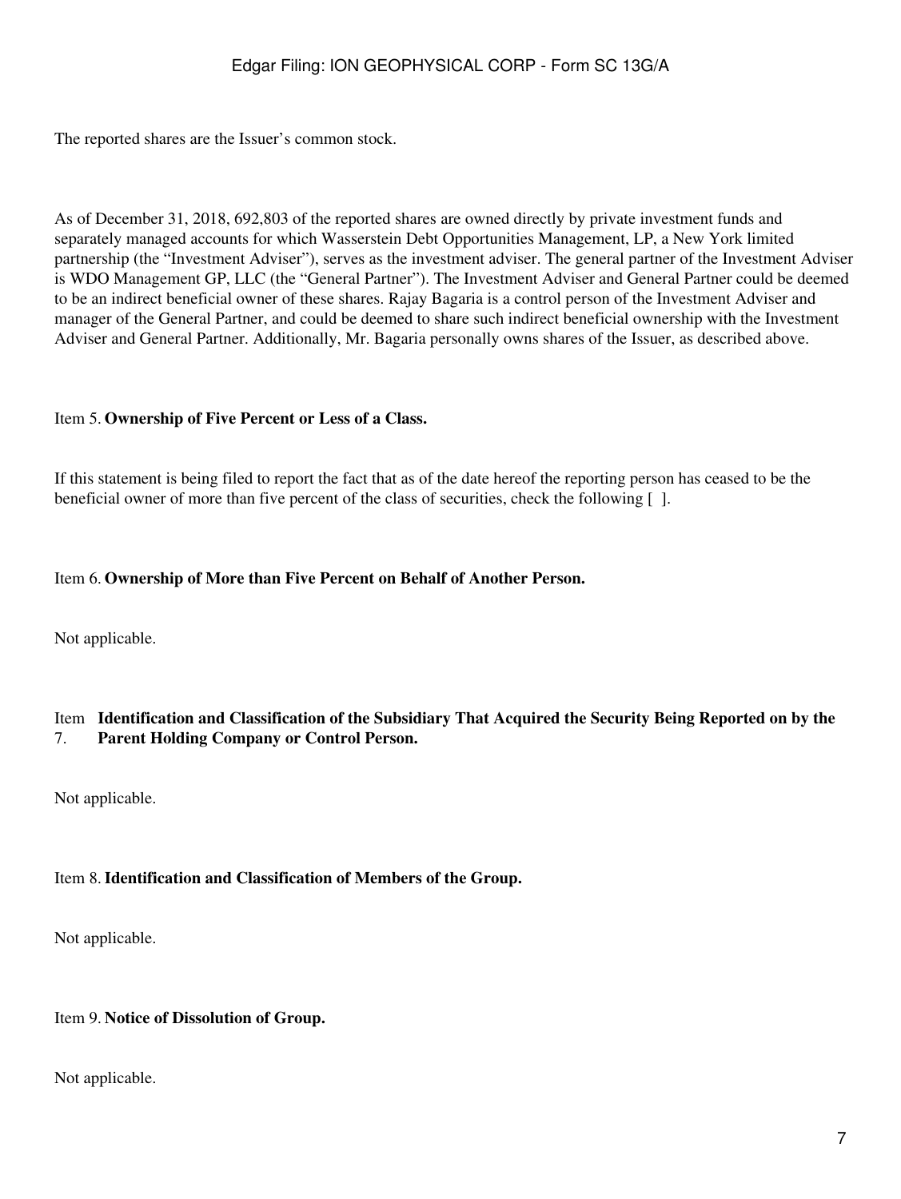The reported shares are the Issuer's common stock.

As of December 31, 2018, 692,803 of the reported shares are owned directly by private investment funds and separately managed accounts for which Wasserstein Debt Opportunities Management, LP, a New York limited partnership (the "Investment Adviser"), serves as the investment adviser. The general partner of the Investment Adviser is WDO Management GP, LLC (the "General Partner"). The Investment Adviser and General Partner could be deemed to be an indirect beneficial owner of these shares. Rajay Bagaria is a control person of the Investment Adviser and manager of the General Partner, and could be deemed to share such indirect beneficial ownership with the Investment Adviser and General Partner. Additionally, Mr. Bagaria personally owns shares of the Issuer, as described above.

Item 5. **Ownership of Five Percent or Less of a Class.**

If this statement is being filed to report the fact that as of the date hereof the reporting person has ceased to be the beneficial owner of more than five percent of the class of securities, check the following [ ].

Item 6. **Ownership of More than Five Percent on Behalf of Another Person.**

Not applicable.

Item 7. **Identification and Classification of the Subsidiary That Acquired the Security Being Reported on by the Parent Holding Company or Control Person.**

Not applicable.

Item 8. **Identification and Classification of Members of the Group.**

Not applicable.

Item 9. **Notice of Dissolution of Group.**

Not applicable.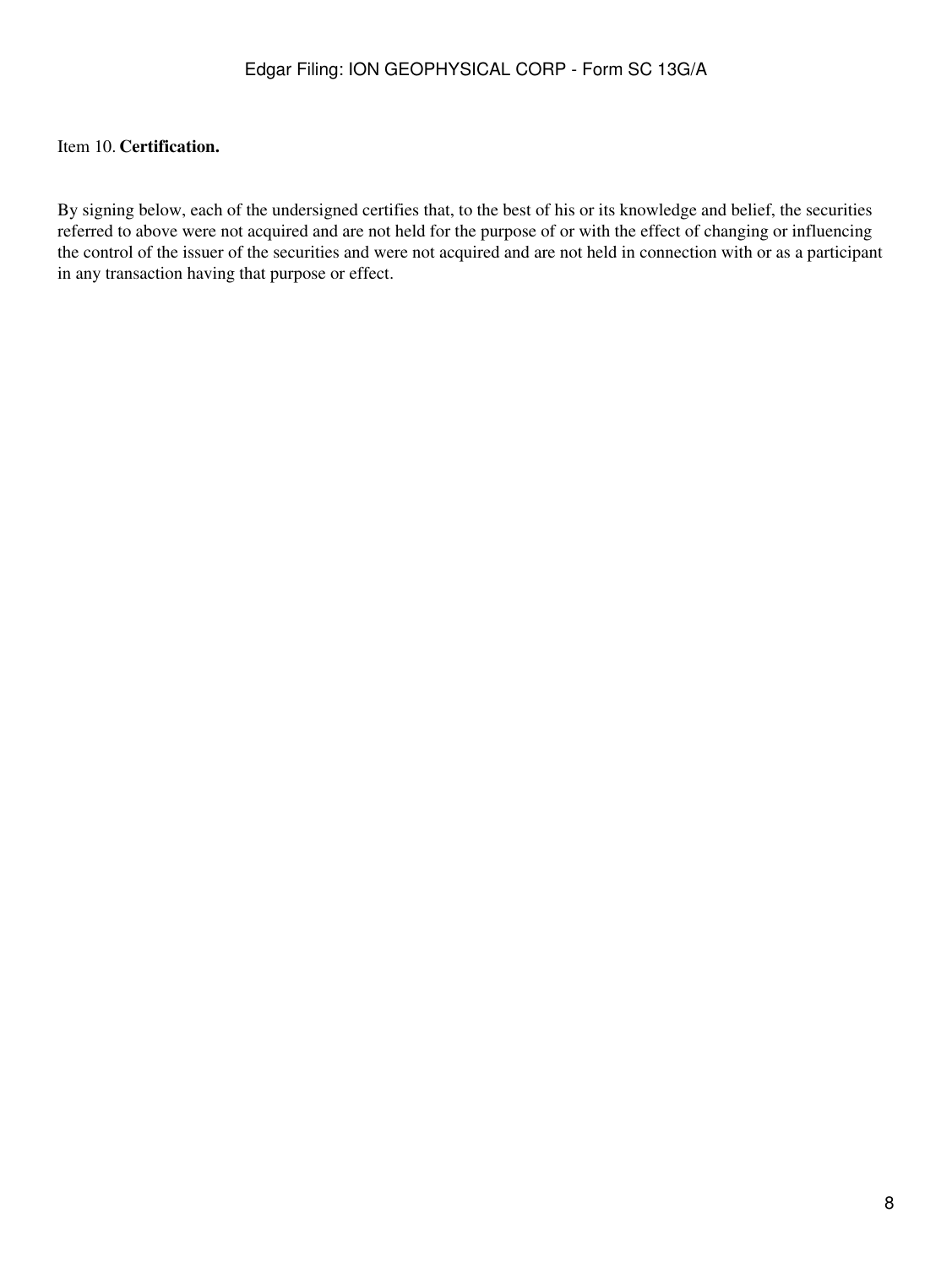Item 10. **Certification.**

By signing below, each of the undersigned certifies that, to the best of his or its knowledge and belief, the securities referred to above were not acquired and are not held for the purpose of or with the effect of changing or influencing the control of the issuer of the securities and were not acquired and are not held in connection with or as a participant in any transaction having that purpose or effect.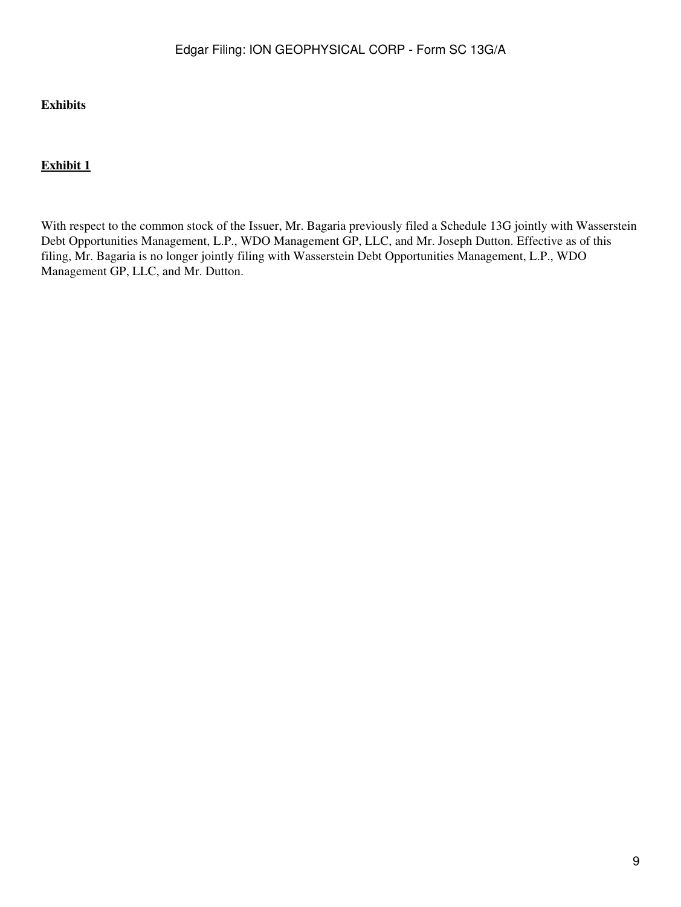**Exhibits**

**Exhibit 1**

With respect to the common stock of the Issuer, Mr. Bagaria previously filed a Schedule 13G jointly with Wasserstein Debt Opportunities Management, L.P., WDO Management GP, LLC, and Mr. Joseph Dutton. Effective as of this filing, Mr. Bagaria is no longer jointly filing with Wasserstein Debt Opportunities Management, L.P., WDO Management GP, LLC, and Mr. Dutton.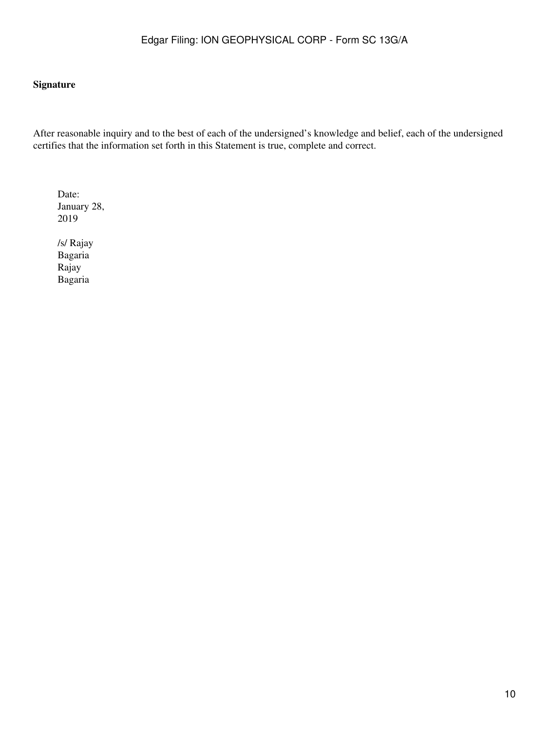**Signature**

After reasonable inquiry and to the best of each of the undersigned's knowledge and belief, each of the undersigned certifies that the information set forth in this Statement is true, complete and correct.

Date: January 28, 2019

/s/ Rajay Bagaria
Rajay Bagaria